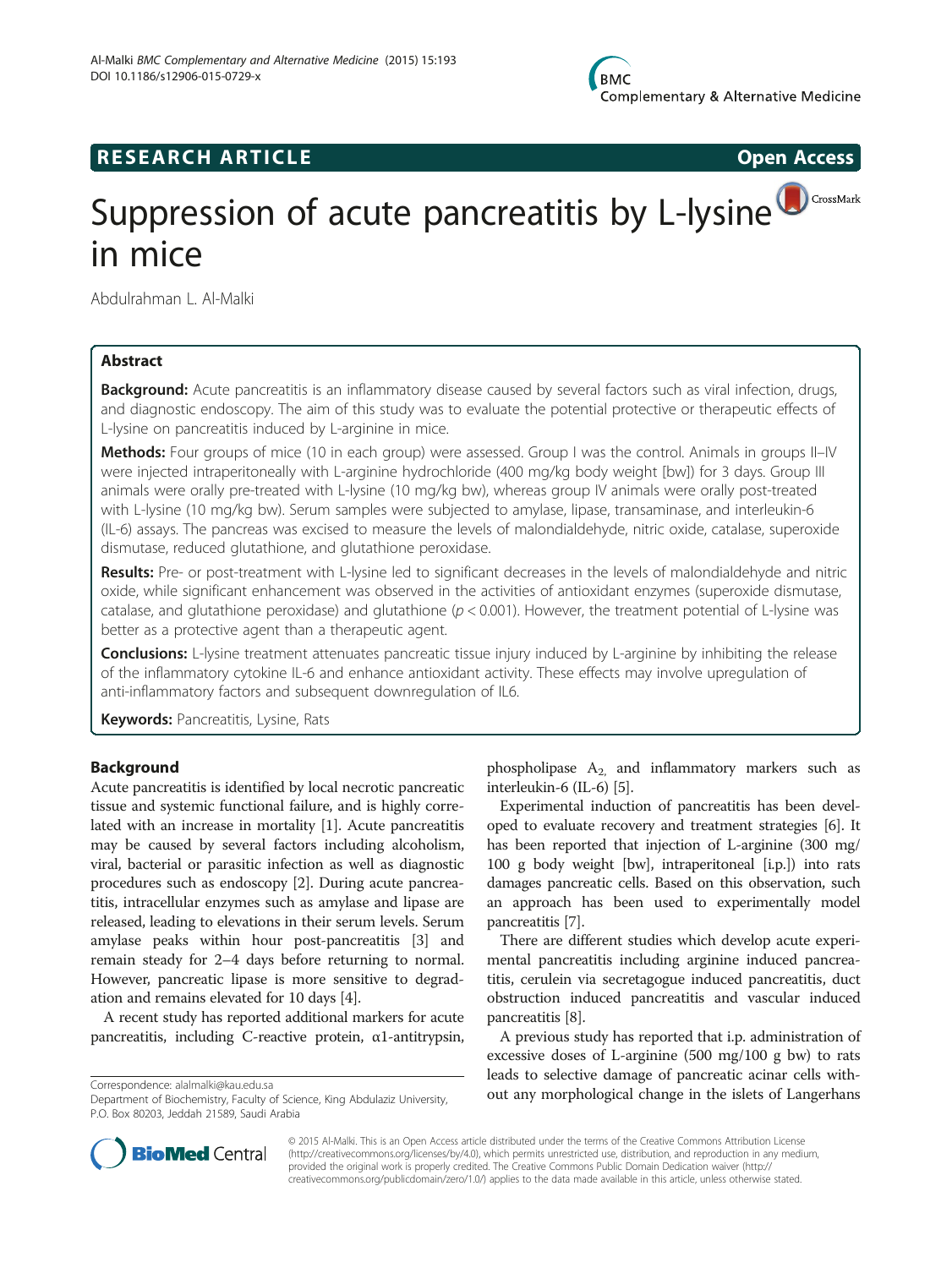# Suppression of acute pancreatitis by L-lysine in mice

Abdulrahman L. Al-Malki

## Abstract

**Background:** Acute pancreatitis is an inflammatory disease caused by several factors such as viral infection, drugs, and diagnostic endoscopy. The aim of this study was to evaluate the potential protective or therapeutic effects of L-lysine on pancreatitis induced by L-arginine in mice.

**Methods:** Four groups of mice (10 in each group) were assessed. Group I was the control. Animals in groups II–IV were injected intraperitoneally with L-arginine hydrochloride (400 mg/kg body weight [bw]) for 3 days. Group III animals were orally pre-treated with L-lysine (10 mg/kg bw), whereas group IV animals were orally post-treated with L-lysine (10 mg/kg bw). Serum samples were subjected to amylase, lipase, transaminase, and interleukin-6 (IL-6) assays. The pancreas was excised to measure the levels of malondialdehyde, nitric oxide, catalase, superoxide dismutase, reduced glutathione, and glutathione peroxidase.

**Results:** Pre- or post-treatment with L-lysine led to significant decreases in the levels of malondialdehyde and nitric oxide, while significant enhancement was observed in the activities of antioxidant enzymes (superoxide dismutase, catalase, and glutathione peroxidase) and glutathione ($p < 0.001$). However, the treatment potential of L-lysine was better as a protective agent than a therapeutic agent.

**Conclusions:** L-lysine treatment attenuates pancreatic tissue injury induced by L-arginine by inhibiting the release of the inflammatory cytokine IL-6 and enhance antioxidant activity. These effects may involve upregulation of anti-inflammatory factors and subsequent downregulation of IL6.

**Keywords:** Pancreatitis, Lysine, Rats

## Background

Acute pancreatitis is identified by local necrotic pancreatic tissue and systemic functional failure, and is highly correlated with an increase in mortality [1]. Acute pancreatitis may be caused by several factors including alcoholism, viral, bacterial or parasitic infection as well as diagnostic procedures such as endoscopy [2]. During acute pancreatitis, intracellular enzymes such as amylase and lipase are released, leading to elevations in their serum levels. Serum amylase peaks within hour post-pancreatitis [3] and remain steady for 2–4 days before returning to normal. However, pancreatic lipase is more sensitive to degradation and remains elevated for 10 days [4].

A recent study has reported additional markers for acute pancreatitis, including C-reactive protein, α1-antitrypsin, phospholipase $A_2$, and inflammatory markers such as interleukin-6 (IL-6) [5].

Experimental induction of pancreatitis has been developed to evaluate recovery and treatment strategies [6]. It has been reported that injection of L-arginine (300 mg/100 g body weight [bw], intraperitoneal [i.p.]) into rats damages pancreatic cells. Based on this observation, such an approach has been used to experimentally model pancreatitis [7].

There are different studies which develop acute experimental pancreatitis including arginine induced pancreatitis, cerulein via secretagogue induced pancreatitis, duct obstruction induced pancreatitis and vascular induced pancreatitis [8].

A previous study has reported that i.p. administration of excessive doses of L-arginine (500 mg/100 g bw) to rats leads to selective damage of pancreatic acinar cells without any morphological change in the islets of Langerhans

Correspondence: alalmalki@kau.edu.sa
Department of Biochemistry, Faculty of Science, King Abdulaziz University, P.O. Box 80203, Jeddah 21589, Saudi Arabia

© 2015 Al-Malki. This is an Open Access article distributed under the terms of the Creative Commons Attribution License (http://creativecommons.org/licenses/by/4.0), which permits unrestricted use, distribution, and reproduction in any medium, provided the original work is properly credited. The Creative Commons Public Domain Dedication waiver (http://creativecommons.org/publicdomain/zero/1.0/) applies to the data made available in this article, unless otherwise stated.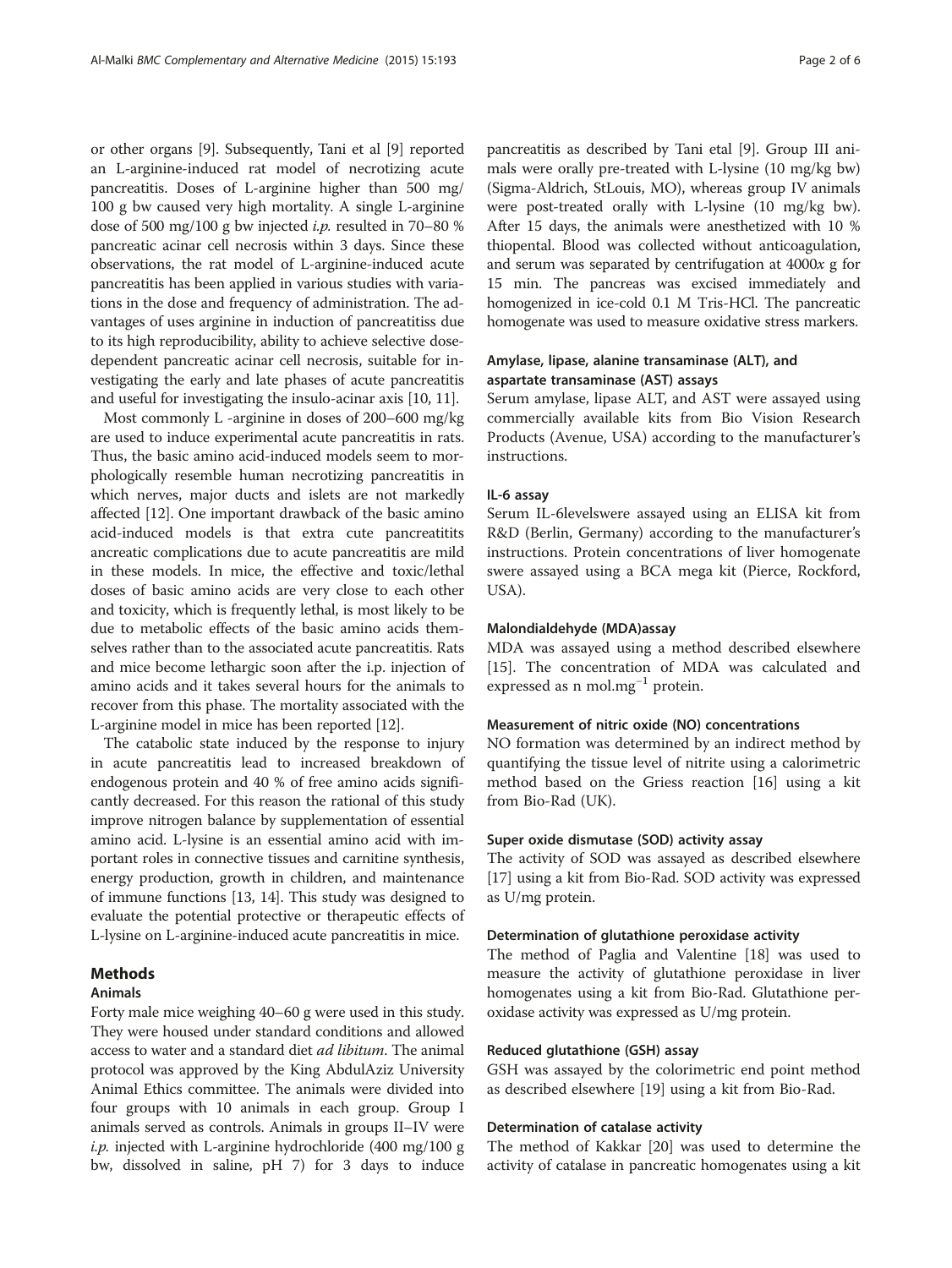or other organs [9]. Subsequently, Tani et al [9] reported an L-arginine-induced rat model of necrotizing acute pancreatitis. Doses of L-arginine higher than 500 mg/100 g bw caused very high mortality. A single L-arginine dose of 500 mg/100 g bw injected *i.p.* resulted in 70–80 % pancreatic acinar cell necrosis within 3 days. Since these observations, the rat model of L-arginine-induced acute pancreatitis has been applied in various studies with variations in the dose and frequency of administration. The advantages of uses arginine in induction of pancreatitiss due to its high reproducibility, ability to achieve selective dose-dependent pancreatic acinar cell necrosis, suitable for investigating the early and late phases of acute pancreatitis and useful for investigating the insulo-acinar axis [10, 11].

Most commonly L -arginine in doses of 200–600 mg/kg are used to induce experimental acute pancreatitis in rats. Thus, the basic amino acid-induced models seem to morphologically resemble human necrotizing pancreatitis in which nerves, major ducts and islets are not markedly affected [12]. One important drawback of the basic amino acid-induced models is that extra cute pancreatitits ancreatic complications due to acute pancreatitis are mild in these models. In mice, the effective and toxic/lethal doses of basic amino acids are very close to each other and toxicity, which is frequently lethal, is most likely to be due to metabolic effects of the basic amino acids themselves rather than to the associated acute pancreatitis. Rats and mice become lethargic soon after the i.p. injection of amino acids and it takes several hours for the animals to recover from this phase. The mortality associated with the L-arginine model in mice has been reported [12].

The catabolic state induced by the response to injury in acute pancreatitis lead to increased breakdown of endogenous protein and 40 % of free amino acids significantly decreased. For this reason the rational of this study improve nitrogen balance by supplementation of essential amino acid. L-lysine is an essential amino acid with important roles in connective tissues and carnitine synthesis, energy production, growth in children, and maintenance of immune functions [13, 14]. This study was designed to evaluate the potential protective or therapeutic effects of L-lysine on L-arginine-induced acute pancreatitis in mice.

## Methods

### Animals

Forty male mice weighing 40–60 g were used in this study. They were housed under standard conditions and allowed access to water and a standard diet *ad libitum*. The animal protocol was approved by the King AbdulAziz University Animal Ethics committee. The animals were divided into four groups with 10 animals in each group. Group I animals served as controls. Animals in groups II–IV were *i.p.* injected with L-arginine hydrochloride (400 mg/100 g bw, dissolved in saline, pH 7) for 3 days to induce pancreatitis as described by Tani etal [9]. Group III animals were orally pre-treated with L-lysine (10 mg/kg bw) (Sigma-Aldrich, StLouis, MO), whereas group IV animals were post-treated orally with L-lysine (10 mg/kg bw). After 15 days, the animals were anesthetized with 10 % thiopental. Blood was collected without anticoagulation, and serum was separated by centrifugation at 4000*x* g for 15 min. The pancreas was excised immediately and homogenized in ice-cold 0.1 M Tris-HCl. The pancreatic homogenate was used to measure oxidative stress markers.

### Amylase, lipase, alanine transaminase (ALT), and aspartate transaminase (AST) assays

Serum amylase, lipase ALT, and AST were assayed using commercially available kits from Bio Vision Research Products (Avenue, USA) according to the manufacturer's instructions.

### IL-6 assay

Serum IL-6levelswere assayed using an ELISA kit from R&D (Berlin, Germany) according to the manufacturer's instructions. Protein concentrations of liver homogenate swere assayed using a BCA mega kit (Pierce, Rockford, USA).

### Malondialdehyde (MDA)assay

MDA was assayed using a method described elsewhere [15]. The concentration of MDA was calculated and expressed as n $mol.mg^{-1}$ protein.

### Measurement of nitric oxide (NO) concentrations

NO formation was determined by an indirect method by quantifying the tissue level of nitrite using a calorimetric method based on the Griess reaction [16] using a kit from Bio-Rad (UK).

### Super oxide dismutase (SOD) activity assay

The activity of SOD was assayed as described elsewhere [17] using a kit from Bio-Rad. SOD activity was expressed as U/mg protein.

### Determination of glutathione peroxidase activity

The method of Paglia and Valentine [18] was used to measure the activity of glutathione peroxidase in liver homogenates using a kit from Bio-Rad. Glutathione peroxidase activity was expressed as U/mg protein.

### Reduced glutathione (GSH) assay

GSH was assayed by the colorimetric end point method as described elsewhere [19] using a kit from Bio-Rad.

### Determination of catalase activity

The method of Kakkar [20] was used to determine the activity of catalase in pancreatic homogenates using a kit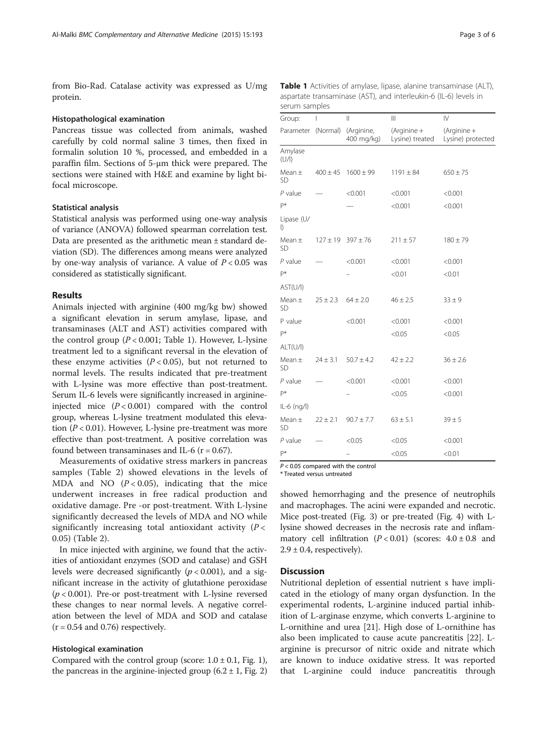from Bio-Rad. Catalase activity was expressed as U/mg protein.

#### Histopathological examination

Pancreas tissue was collected from animals, washed carefully by cold normal saline 3 times, then fixed in formalin solution 10 %, processed, and embedded in a paraffin film. Sections of 5-μm thick were prepared. The sections were stained with H&E and examine by light bifocal microscope.

#### Statistical analysis

Statistical analysis was performed using one-way analysis of variance (ANOVA) followed spearman correlation test. Data are presented as the arithmetic mean ± standard deviation (SD). The differences among means were analyzed by one-way analysis of variance. A value of $P < 0.05$ was considered as statistically significant.

## Results

Animals injected with arginine (400 mg/kg bw) showed a significant elevation in serum amylase, lipase, and transaminases (ALT and AST) activities compared with the control group ($P < 0.001$; Table 1). However, L-lysine treatment led to a significant reversal in the elevation of these enzyme activities ($P < 0.05$), but not returned to normal levels. The results indicated that pre-treatment with L-lysine was more effective than post-treatment. Serum IL-6 levels were significantly increased in arginine-injected mice ($P < 0.001$) compared with the control group, whereas L-lysine treatment modulated this elevation ($P < 0.01$). However, L-lysine pre-treatment was more effective than post-treatment. A positive correlation was found between transaminases and IL-6 ($r = 0.67$).

**Table 1** Activities of amylase, lipase, alanine transaminase (ALT), aspartate transaminase (AST), and interleukin-6 (IL-6) levels in serum samples

| Group: | I | II | III | IV |
|---|---|---|---|---|
| Parameter | (Normal) | (Arginine, 400 mg/kg) | (Arginine + Lysine) treated | (Arginine + Lysine) protected |
| Amylase (U/l) | | | | |
| Mean ± SD | 400 ± 45 | 1600 ± 99 | 1191 ± 84 | 650 ± 75 |
| *P* value | — | <0.001 | <0.001 | <0.001 |
| P* | | — | <0.001 | <0.001 |
| Lipase (U/l) | | | | |
| Mean ± SD | 127 ± 19 | 397 ± 76 | 211 ± 57 | 180 ± 79 |
| *P* value | — | <0.001 | <0.001 | <0.001 |
| P* | | – | <0.01 | <0.01 |
| AST(U/l) | | | | |
| Mean ± SD | 25 ± 2.3 | 64 ± 2.0 | 46 ± 2.5 | 33 ± 9 |
| P value | | <0.001 | <0.001 | <0.001 |
| P* | | | <0.05 | <0.05 |
| ALT(U/l) | | | | |
| Mean ± SD | 24 ± 3.1 | 50.7 ± 4.2 | 42 ± 2.2 | 36 ± 2.6 |
| *P* value | — | <0.001 | <0.001 | <0.001 |
| P* | | – | <0.05 | <0.001 |
| IL-6 (ng/l) | | | | |
| Mean ± SD | 22 ± 2.1 | 90.7 ± 7.7 | 63 ± 5.1 | 39 ± 5 |
| *P* value | — | <0.05 | <0.05 | <0.001 |
| P* | | – | <0.05 | <0.01 |

$P < 0.05$ compared with the control
* Treated versus untreated

Measurements of oxidative stress markers in pancreas samples (Table 2) showed elevations in the levels of MDA and NO ($P < 0.05$), indicating that the mice underwent increases in free radical production and oxidative damage. Pre -or post-treatment. With L-lysine significantly decreased the levels of MDA and NO while significantly increasing total antioxidant activity ($P < 0.05$) (Table 2).

In mice injected with arginine, we found that the activities of antioxidant enzymes (SOD and catalase) and GSH levels were decreased significantly ($p < 0.001$), and a significant increase in the activity of glutathione peroxidase ($p < 0.001$). Pre-or post-treatment with L-lysine reversed these changes to near normal levels. A negative correlation between the level of MDA and SOD and catalase ($r = 0.54$ and 0.76) respectively.

#### Histological examination

Compared with the control group (score: 1.0 ± 0.1, Fig. 1), the pancreas in the arginine-injected group (6.2 ± 1, Fig. 2) showed hemorrhaging and the presence of neutrophils and macrophages. The acini were expanded and necrotic. Mice post-treated (Fig. 3) or pre-treated (Fig. 4) with L-lysine showed decreases in the necrosis rate and inflammatory cell infiltration ($P < 0.01$) (scores: 4.0 ± 0.8 and 2.9 ± 0.4, respectively).

## Discussion

Nutritional depletion of essential nutrient s have implicated in the etiology of many organ dysfunction. In the experimental rodents, L-arginine induced partial inhibition of L-arginase enzyme, which converts L-arginine to L-ornithine and urea [21]. High dose of L-ornithine has also been implicated to cause acute pancreatitis [22]. L-arginine is precursor of nitric oxide and nitrate which are known to induce oxidative stress. It was reported that L-arginine could induce pancreatitis through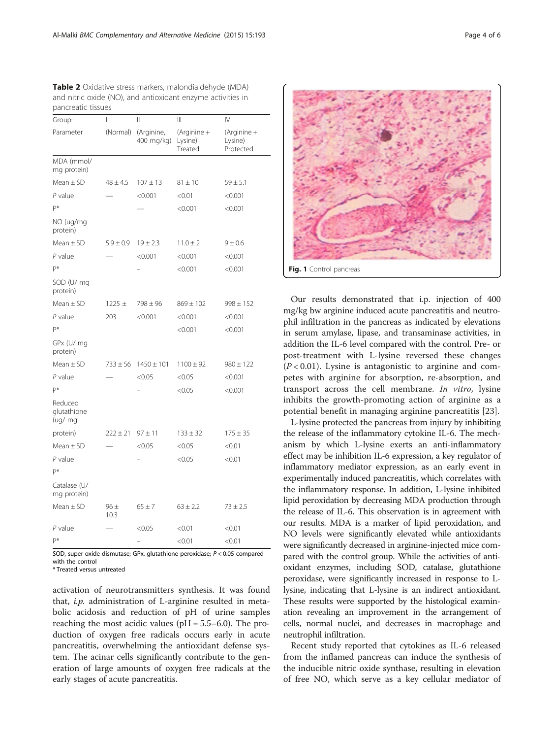**Table 2** Oxidative stress markers, malondialdehyde (MDA) and nitric oxide (NO), and antioxidant enzyme activities in pancreatic tissues

| Group: | I | II | III | IV |
|---|---|---|---|---|
| Parameter | (Normal) | (Arginine, 400 mg/kg) | (Arginine + Lysine) Treated | (Arginine + Lysine) Protected |
| MDA (mmol/ mg protein) | | | | |
| Mean ± SD | 48 ± 4.5 | 107 ± 13 | 81 ± 10 | 59 ± 5.1 |
| *P* value | — | <0.001 | <0.01 | <0.001 |
| P* | | — | <0.001 | <0.001 |
| NO (ug/mg protein) | | | | |
| Mean ± SD | 5.9 ± 0.9 | 19 ± 2.3 | 11.0 ± 2 | 9 ± 0.6 |
| *P* value | — | <0.001 | <0.001 | <0.001 |
| P* | | – | <0.001 | <0.001 |
| SOD (U/ mg protein) | | | | |
| Mean ± SD | 1225 ± | 798 ± 96 | 869 ± 102 | 998 ± 152 |
| *P* value | 203 | <0.001 | <0.001 | <0.001 |
| P* | | | <0.001 | <0.001 |
| GPx (U/ mg protein) | | | | |
| Mean ± SD | 733 ± 56 | 1450 ± 101 | 1100 ± 92 | 980 ± 122 |
| *P* value | — | <0.05 | <0.05 | <0.001 |
| P* | | – | <0.05 | <0.001 |
| Reduced glutathione (ug/ mg protein) | 222 ± 21 | 97 ± 11 | 133 ± 32 | 175 ± 35 |
| Mean ± SD | — | <0.05 | <0.05 | <0.01 |
| *P* value | | – | <0.05 | <0.01 |
| P* | | | | |
| Catalase (U/ mg protein) | | | | |
| Mean ± SD | 96 ± 10.3 | 65 ± 7 | 63 ± 2.2 | 73 ± 2.5 |
| *P* value | — | <0.05 | <0.01 | <0.01 |
| P* | | – | <0.01 | <0.01 |

SOD, super oxide dismutase; GPx, glutathione peroxidase; $P < 0.05$ compared with the control
\* Treated versus untreated

activation of neurotransmitters synthesis. It was found that, *i.p.* administration of L-arginine resulted in metabolic acidosis and reduction of pH of urine samples reaching the most acidic values (pH = 5.5–6.0). The production of oxygen free radicals occurs early in acute pancreatitis, overwhelming the antioxidant defense system. The acinar cells significantly contribute to the generation of large amounts of oxygen free radicals at the early stages of acute pancreatitis.

**Fig. 1** Control pancreas

Our results demonstrated that i.p. injection of 400 mg/kg bw arginine induced acute pancreatitis and neutrophil infiltration in the pancreas as indicated by elevations in serum amylase, lipase, and transaminase activities, in addition the IL-6 level compared with the control. Pre- or post-treatment with L-lysine reversed these changes ($P < 0.01$). Lysine is antagonistic to arginine and competes with arginine for absorption, re-absorption, and transport across the cell membrane. *In vitro*, lysine inhibits the growth-promoting action of arginine as a potential benefit in managing arginine pancreatitis [23].

L-lysine protected the pancreas from injury by inhibiting the release of the inflammatory cytokine IL-6. The mechanism by which L-lysine exerts an anti-inflammatory effect may be inhibition IL-6 expression, a key regulator of inflammatory mediator expression, as an early event in experimentally induced pancreatitis, which correlates with the inflammatory response. In addition, L-lysine inhibited lipid peroxidation by decreasing MDA production through the release of IL-6. This observation is in agreement with our results. MDA is a marker of lipid peroxidation, and NO levels were significantly elevated while antioxidants were significantly decreased in arginine-injected mice compared with the control group. While the activities of antioxidant enzymes, including SOD, catalase, glutathione peroxidase, were significantly increased in response to L-lysine, indicating that L-lysine is an indirect antioxidant. These results were supported by the histological examination revealing an improvement in the arrangement of cells, normal nuclei, and decreases in macrophage and neutrophil infiltration.

Recent study reported that cytokines as IL-6 released from the inflamed pancreas can induce the synthesis of the inducible nitric oxide synthase, resulting in elevation of free NO, which serve as a key cellular mediator of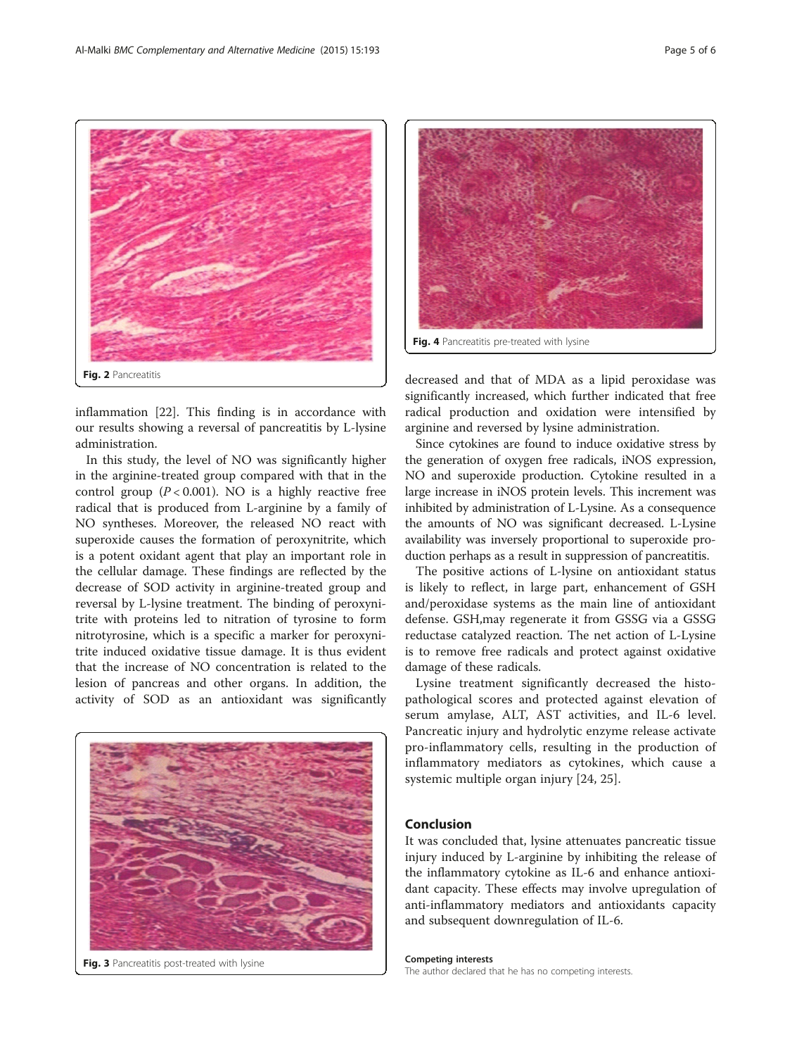Fig. 2 Pancreatitis

inflammation [22]. This finding is in accordance with our results showing a reversal of pancreatitis by L-lysine administration.

In this study, the level of NO was significantly higher in the arginine-treated group compared with that in the control group ($P < 0.001$). NO is a highly reactive free radical that is produced from L-arginine by a family of NO syntheses. Moreover, the released NO react with superoxide causes the formation of peroxynitrite, which is a potent oxidant agent that play an important role in the cellular damage. These findings are reflected by the decrease of SOD activity in arginine-treated group and reversal by L-lysine treatment. The binding of peroxynitrite with proteins led to nitration of tyrosine to form nitrotyrosine, which is a specific a marker for peroxynitrite induced oxidative tissue damage. It is thus evident that the increase of NO concentration is related to the lesion of pancreas and other organs. In addition, the activity of SOD as an antioxidant was significantly

Fig. 3 Pancreatitis post-treated with lysine

Fig. 4 Pancreatitis pre-treated with lysine

decreased and that of MDA as a lipid peroxidase was significantly increased, which further indicated that free radical production and oxidation were intensified by arginine and reversed by lysine administration.

Since cytokines are found to induce oxidative stress by the generation of oxygen free radicals, iNOS expression, NO and superoxide production. Cytokine resulted in a large increase in iNOS protein levels. This increment was inhibited by administration of L-Lysine. As a consequence the amounts of NO was significant decreased. L-Lysine availability was inversely proportional to superoxide production perhaps as a result in suppression of pancreatitis.

The positive actions of L-lysine on antioxidant status is likely to reflect, in large part, enhancement of GSH and/peroxidase systems as the main line of antioxidant defense. GSH,may regenerate it from GSSG via a GSSG reductase catalyzed reaction. The net action of L-Lysine is to remove free radicals and protect against oxidative damage of these radicals.

Lysine treatment significantly decreased the histopathological scores and protected against elevation of serum amylase, ALT, AST activities, and IL-6 level. Pancreatic injury and hydrolytic enzyme release activate pro-inflammatory cells, resulting in the production of inflammatory mediators as cytokines, which cause a systemic multiple organ injury [24, 25].

## Conclusion

It was concluded that, lysine attenuates pancreatic tissue injury induced by L-arginine by inhibiting the release of the inflammatory cytokine as IL-6 and enhance antioxidant capacity. These effects may involve upregulation of anti-inflammatory mediators and antioxidants capacity and subsequent downregulation of IL-6.

#### Competing interests

The author declared that he has no competing interests.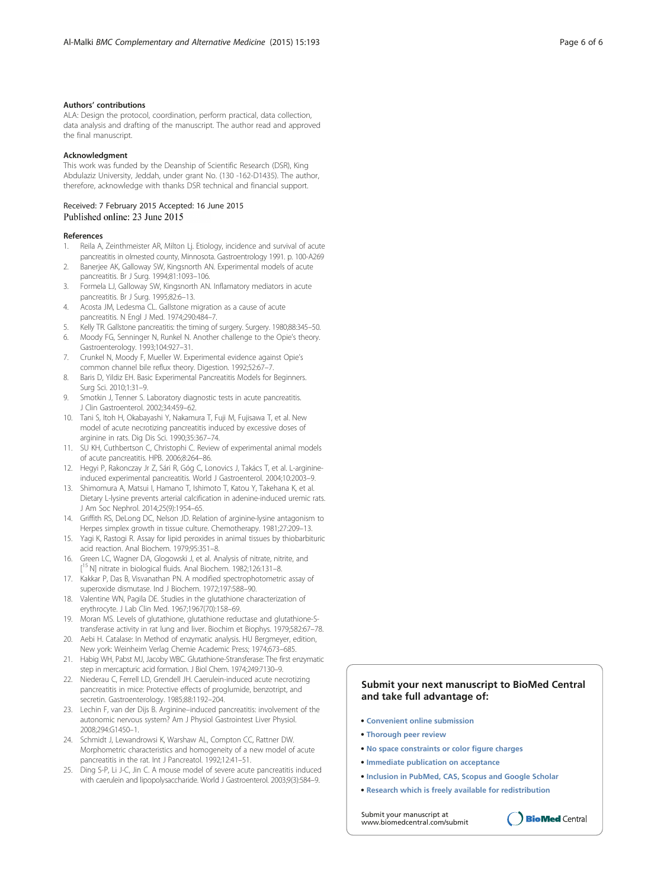### Authors' contributions

ALA: Design the protocol, coordination, perform practical, data collection, data analysis and drafting of the manuscript. The author read and approved the final manuscript.

### Acknowledgment

This work was funded by the Deanship of Scientific Research (DSR), King Abdulaziz University, Jeddah, under grant No. (130 -162-D1435). The author, therefore, acknowledge with thanks DSR technical and financial support.

Received: 7 February 2015 Accepted: 16 June 2015
Published online: 23 June 2015

### References

1. Reila A, Zeinthmeister AR, Milton Lj. Etiology, incidence and survival of acute pancreatitis in olmested county, Minnosota. Gastroentrology 1991. p. 100-A269
2. Banerjee AK, Galloway SW, Kingsnorth AN. Experimental models of acute pancreatitis. Br J Surg. 1994;81:1093–106.
3. Formela LJ, Galloway SW, Kingsnorth AN. Inflamatory mediators in acute pancreatitis. Br J Surg. 1995;82:6–13.
4. Acosta JM, Ledesma CL. Gallstone migration as a cause of acute pancreatitis. N Engl J Med. 1974;290:484–7.
5. Kelly TR. Gallstone pancreatitis: the timing of surgery. Surgery. 1980;88:345–50.
6. Moody FG, Senninger N, Runkel N. Another challenge to the Opie's theory. Gastroenterology. 1993;104:927–31.
7. Crunkel N, Moody F, Mueller W. Experimental evidence against Opie's common channel bile reflux theory. Digestion. 1992;52:67–7.
8. Baris D, Yildiz EH. Basic Experimental Pancreatitis Models for Beginners. Surg Sci. 2010;1:31–9.
9. Smotkin J, Tenner S. Laboratory diagnostic tests in acute pancreatitis. J Clin Gastroenterol. 2002;34:459–62.
10. Tani S, Itoh H, Okabayashi Y, Nakamura T, Fuji M, Fujisawa T, et al. New model of acute necrotizing pancreatitis induced by excessive doses of arginine in rats. Dig Dis Sci. 1990;35:367–74.
11. SU KH, Cuthbertson C, Christophi C. Review of experimental animal models of acute pancreatitis. HPB. 2006;8:264–86.
12. Hegyi P, Rakonczay Jr Z, Sári R, Góg C, Lonovics J, Takács T, et al. L-arginine-induced experimental pancreatitis. World J Gastroenterol. 2004;10:2003–9.
13. Shimomura A, Matsui I, Hamano T, Ishimoto T, Katou Y, Takehana K, et al. Dietary L-lysine prevents arterial calcification in adenine-induced uremic rats. J Am Soc Nephrol. 2014;25(9):1954–65.
14. Griffith RS, DeLong DC, Nelson JD. Relation of arginine-lysine antagonism to Herpes simplex growth in tissue culture. Chemotherapy. 1981;27:209–13.
15. Yagi K, Rastogi R. Assay for lipid peroxides in animal tissues by thiobarbituric acid reaction. Anal Biochem. 1979;95:351–8.
16. Green LC, Wagner DA, Glogowski J, et al. Analysis of nitrate, nitrite, and [$^{15}$N] nitrate in biological fluids. Anal Biochem. 1982;126:131–8.
17. Kakkar P, Das B, Visvanathan PN. A modified spectrophotometric assay of superoxide dismutase. Ind J Biochem. 1972;197:588–90.
18. Valentine WN, Pagila DE. Studies in the glutathione characterization of erythrocyte. J Lab Clin Med. 1967;1967(70):158–69.
19. Moran MS. Levels of glutathione, glutathione reductase and glutathione-S-transferase activity in rat lung and liver. Biochim et Biophys. 1979;582:67–78.
20. Aebi H. Catalase: In Method of enzymatic analysis. HU Bergmeyer, edition, New york: Weinheim Verlag Chemie Academic Press; 1974;673–685.
21. Habig WH, Pabst MJ, Jacoby WBC. Glutathione-Stransferase: The first enzymatic step in mercapturic acid formation. J Biol Chem. 1974;249:7130–9.
22. Niederau C, Ferrell LD, Grendell JH. Caerulein-induced acute necrotizing pancreatitis in mice: Protective effects of proglumide, benzotript, and secretin. Gastroenterology. 1985;88:1192–204.
23. Lechin F, van der Dijs B. Arginine–induced pancreatitis: involvement of the autonomic nervous system? Am J Physiol Gastrointest Liver Physiol. 2008;294:G1450–1.
24. Schmidt J, Lewandrowski K, Warshaw AL, Compton CC, Rattner DW. Morphometric characteristics and homogeneity of a new model of acute pancreatitis in the rat. Int J Pancreatol. 1992;12:41–51.
25. Ding S-P, Li J-C, Jin C. A mouse model of severe acute pancreatitis induced with caerulein and lipopolysaccharide. World J Gastroenterol. 2003;9(3):584–9.

**Submit your next manuscript to BioMed Central and take full advantage of:**

- Convenient online submission
- Thorough peer review
- No space constraints or color figure charges
- Immediate publication on acceptance
- Inclusion in PubMed, CAS, Scopus and Google Scholar
- Research which is freely available for redistribution

Submit your manuscript at
www.biomedcentral.com/submit

BioMed Central